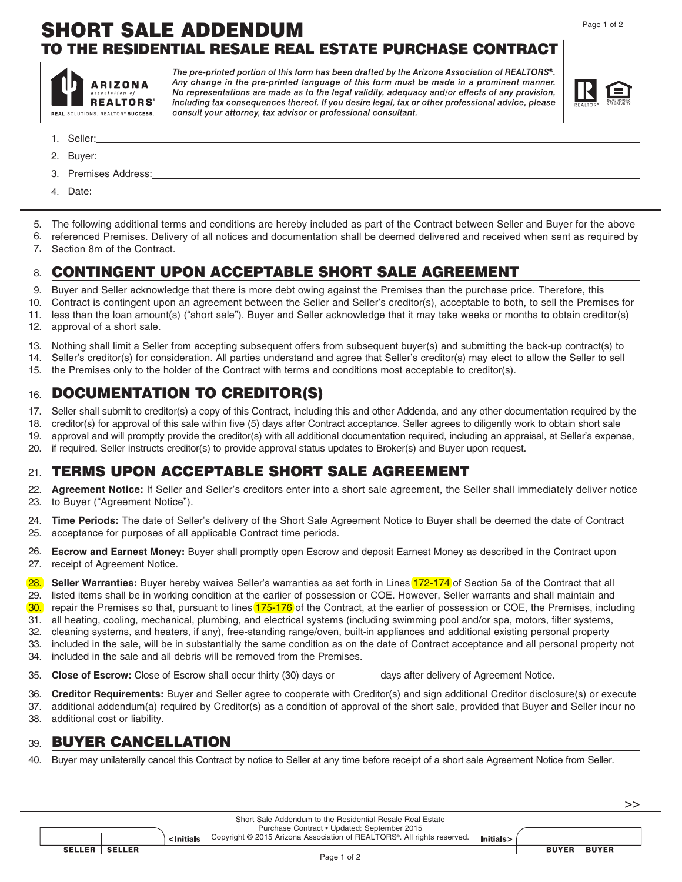# SHORT SALE ADDENDUM
## TO THE RESIDENTIAL RESALE REAL ESTATE PURCHASE CONTRACT

ARIZONA association of REALTORS® — REAL SOLUTIONS. REALTOR® SUCCESS.

*The pre-printed portion of this form has been drafted by the Arizona Association of REALTORS®. Any change in the pre-printed language of this form must be made in a prominent manner. No representations are made as to the legal validity, adequacy and/or effects of any provision, including tax consequences thereof. If you desire legal, tax or other professional advice, please consult your attorney, tax advisor or professional consultant.*

1. Seller: \_\_\_\_\_\_\_\_\_\_\_\_\_\_\_\_\_\_\_\_\_\_\_\_\_\_\_\_\_\_\_\_\_\_\_\_\_\_\_\_
2. Buyer: \_\_\_\_\_\_\_\_\_\_\_\_\_\_\_\_\_\_\_\_\_\_\_\_\_\_\_\_\_\_\_\_\_\_\_\_\_\_\_\_
3. Premises Address: \_\_\_\_\_\_\_\_\_\_\_\_\_\_\_\_\_\_\_\_\_\_\_\_\_\_\_\_\_\_\_\_\_\_\_\_\_\_\_\_
4. Date: \_\_\_\_\_\_\_\_\_\_\_\_\_\_\_\_\_\_\_\_\_\_\_\_\_\_\_\_\_\_\_\_\_\_\_\_\_\_\_\_

5. The following additional terms and conditions are hereby included as part of the Contract between Seller and Buyer for the above
6. referenced Premises. Delivery of all notices and documentation shall be deemed delivered and received when sent as required by
7. Section 8m of the Contract.

## 8. CONTINGENT UPON ACCEPTABLE SHORT SALE AGREEMENT

9. Buyer and Seller acknowledge that there is more debt owing against the Premises than the purchase price. Therefore, this
10. Contract is contingent upon an agreement between the Seller and Seller's creditor(s), acceptable to both, to sell the Premises for
11. less than the loan amount(s) ("short sale"). Buyer and Seller acknowledge that it may take weeks or months to obtain creditor(s)
12. approval of a short sale.

13. Nothing shall limit a Seller from accepting subsequent offers from subsequent buyer(s) and submitting the back-up contract(s) to
14. Seller's creditor(s) for consideration. All parties understand and agree that Seller's creditor(s) may elect to allow the Seller to sell
15. the Premises only to the holder of the Contract with terms and conditions most acceptable to creditor(s).

## 16. DOCUMENTATION TO CREDITOR(S)

17. Seller shall submit to creditor(s) a copy of this Contract**,** including this and other Addenda, and any other documentation required by the
18. creditor(s) for approval of this sale within five (5) days after Contract acceptance. Seller agrees to diligently work to obtain short sale
19. approval and will promptly provide the creditor(s) with all additional documentation required, including an appraisal, at Seller's expense,
20. if required. Seller instructs creditor(s) to provide approval status updates to Broker(s) and Buyer upon request.

## 21. TERMS UPON ACCEPTABLE SHORT SALE AGREEMENT

22. **Agreement Notice:** If Seller and Seller's creditors enter into a short sale agreement, the Seller shall immediately deliver notice
23. to Buyer ("Agreement Notice").

24. **Time Periods:** The date of Seller's delivery of the Short Sale Agreement Notice to Buyer shall be deemed the date of Contract
25. acceptance for purposes of all applicable Contract time periods.

26. **Escrow and Earnest Money:** Buyer shall promptly open Escrow and deposit Earnest Money as described in the Contract upon
27. receipt of Agreement Notice.

28. **Seller Warranties:** Buyer hereby waives Seller's warranties as set forth in Lines 172-174 of Section 5a of the Contract that all
29. listed items shall be in working condition at the earlier of possession or COE. However, Seller warrants and shall maintain and
30. repair the Premises so that, pursuant to lines 175-176 of the Contract, at the earlier of possession or COE, the Premises, including
31. all heating, cooling, mechanical, plumbing, and electrical systems (including swimming pool and/or spa, motors, filter systems,
32. cleaning systems, and heaters, if any), free-standing range/oven, built-in appliances and additional existing personal property
33. included in the sale, will be in substantially the same condition as on the date of Contract acceptance and all personal property not
34. included in the sale and all debris will be removed from the Premises.

35. **Close of Escrow:** Close of Escrow shall occur thirty (30) days or \_\_\_\_\_\_\_\_ days after delivery of Agreement Notice.

36. **Creditor Requirements:** Buyer and Seller agree to cooperate with Creditor(s) and sign additional Creditor disclosure(s) or execute
37. additional addendum(a) required by Creditor(s) as a condition of approval of the short sale, provided that Buyer and Seller incur no
38. additional cost or liability.

## 39. BUYER CANCELLATION

40. Buyer may unilaterally cancel this Contract by notice to Seller at any time before receipt of a short sale Agreement Notice from Seller.

>>

Short Sale Addendum to the Residential Resale Real Estate Purchase Contract • Updated: September 2015
Copyright © 2015 Arizona Association of REALTORS®. All rights reserved.

| SELLER | SELLER | <Initials | Initials> | BUYER | BUYER |
|---|---|---|---|---|---|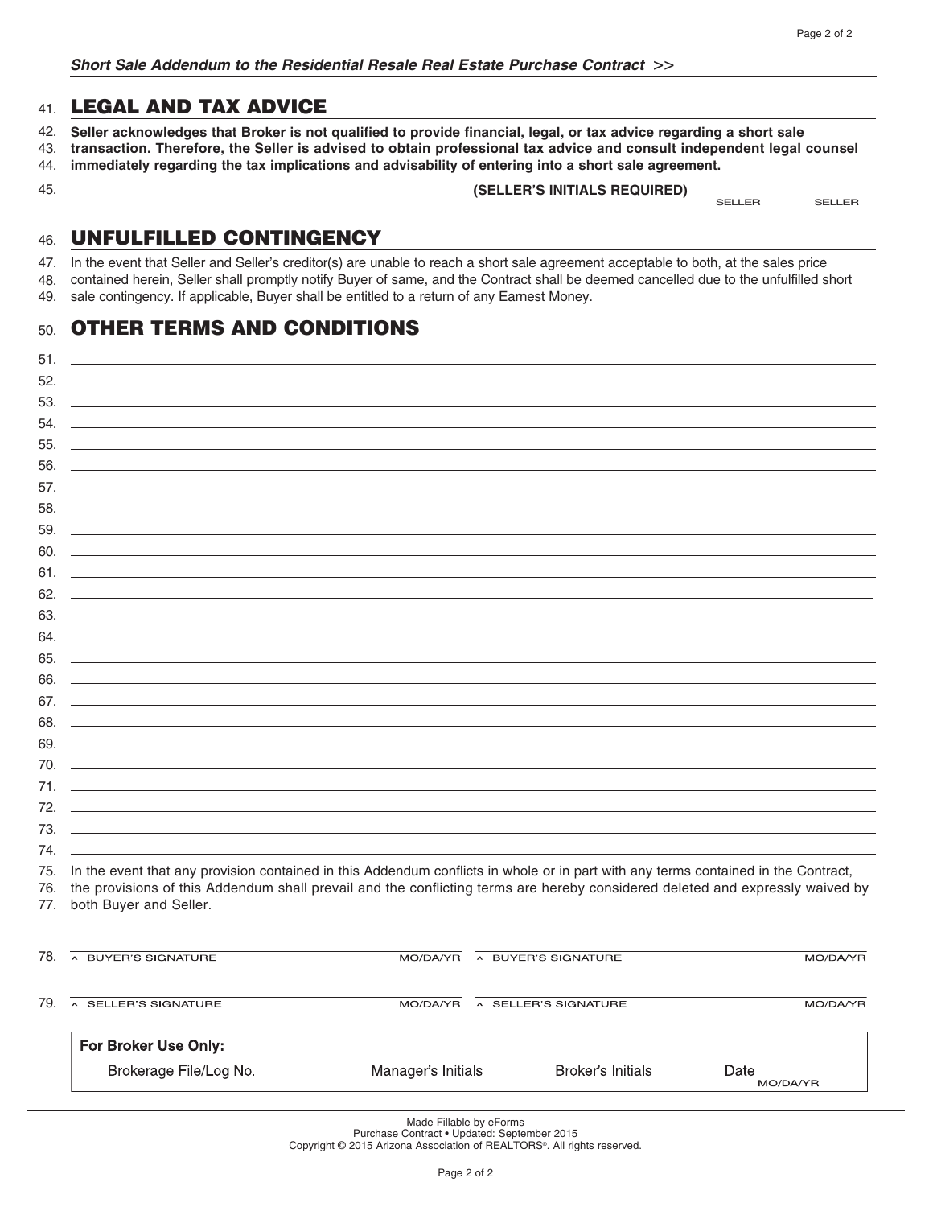*Short Sale Addendum to the Residential Resale Real Estate Purchase Contract >>*

## 41. LEGAL AND TAX ADVICE

42. **Seller acknowledges that Broker is not qualified to provide financial, legal, or tax advice regarding a short sale**
43. **transaction. Therefore, the Seller is advised to obtain professional tax advice and consult independent legal counsel**
44. **immediately regarding the tax implications and advisability of entering into a short sale agreement.**

45. **(SELLER'S INITIALS REQUIRED)** ________ SELLER ________ SELLER

## 46. UNFULFILLED CONTINGENCY

47. In the event that Seller and Seller's creditor(s) are unable to reach a short sale agreement acceptable to both, at the sales price
48. contained herein, Seller shall promptly notify Buyer of same, and the Contract shall be deemed cancelled due to the unfulfilled short
49. sale contingency. If applicable, Buyer shall be entitled to a return of any Earnest Money.

## 50. OTHER TERMS AND CONDITIONS

51. ______________________________________________________________________
52. ______________________________________________________________________
53. ______________________________________________________________________
54. ______________________________________________________________________
55. ______________________________________________________________________
56. ______________________________________________________________________
57. ______________________________________________________________________
58. ______________________________________________________________________
59. ______________________________________________________________________
60. ______________________________________________________________________
61. ______________________________________________________________________
62. ______________________________________________________________________
63. ______________________________________________________________________
64. ______________________________________________________________________
65. ______________________________________________________________________
66. ______________________________________________________________________
67. ______________________________________________________________________
68. ______________________________________________________________________
69. ______________________________________________________________________
70. ______________________________________________________________________
71. ______________________________________________________________________
72. ______________________________________________________________________
73. ______________________________________________________________________
74. ______________________________________________________________________

75. In the event that any provision contained in this Addendum conflicts in whole or in part with any terms contained in the Contract,
76. the provisions of this Addendum shall prevail and the conflicting terms are hereby considered deleted and expressly waived by
77. both Buyer and Seller.

78. ^ BUYER'S SIGNATURE ________ MO/DA/YR ________ ^ BUYER'S SIGNATURE ________ MO/DA/YR

79. ^ SELLER'S SIGNATURE ________ MO/DA/YR ________ ^ SELLER'S SIGNATURE ________ MO/DA/YR

**For Broker Use Only:**

Brokerage File/Log No. ________ Manager's Initials ________ Broker's Initials ________ Date ________ MO/DA/YR

Made Fillable by eForms
Purchase Contract • Updated: September 2015
Copyright © 2015 Arizona Association of REALTORS®. All rights reserved.